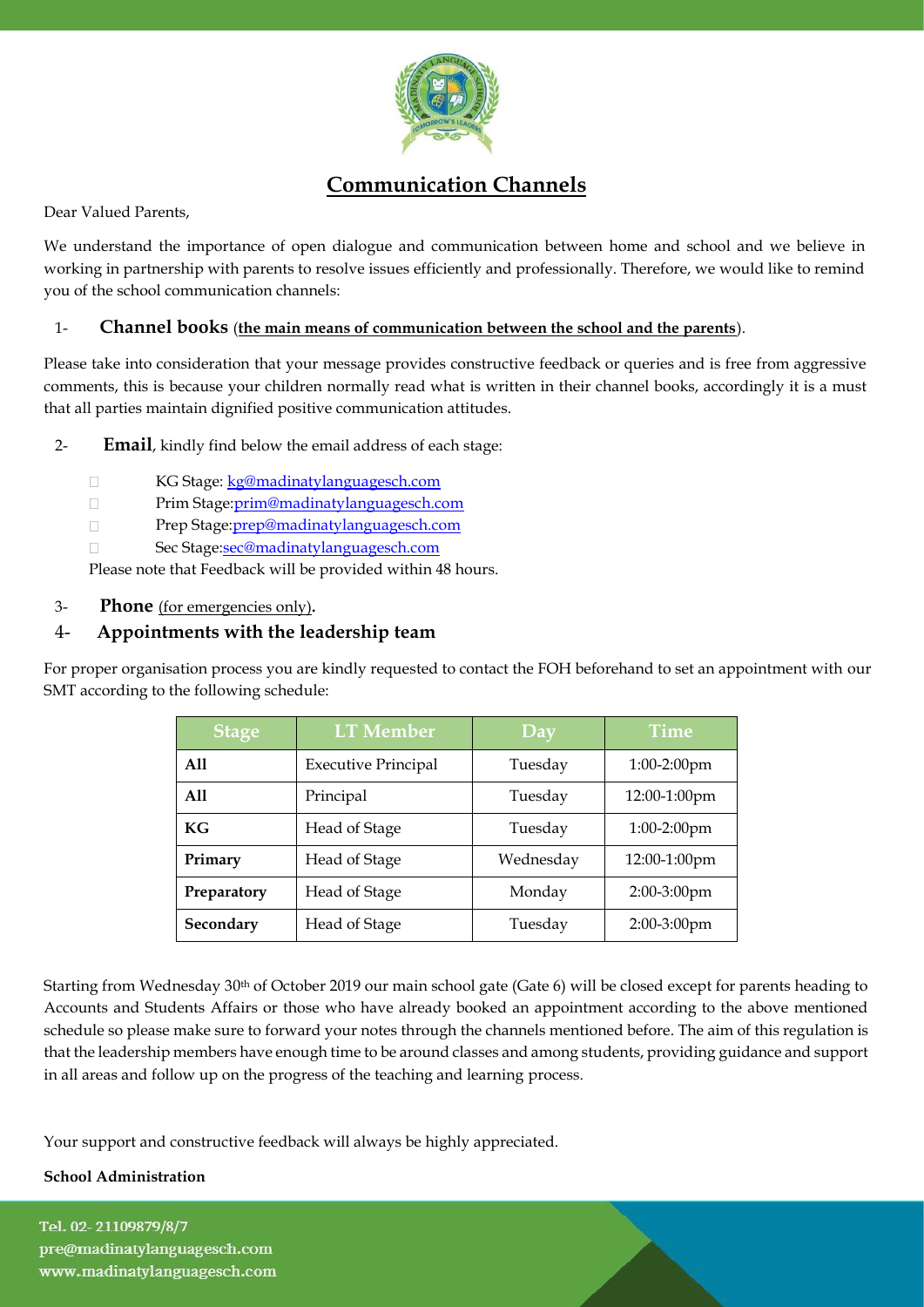# Communication Channels

Dear Valued Parents,

We understand the importance of open dialogue and communication between home and school and we believe in working in partnership with parents to resolve issues efficiently and professionally. Therefore, we would like to remind you of the school communication channels:

1- **Channel books** (**the main means of communication between the school and the parents**).

Please take into consideration that your message provides constructive feedback or queries and is free from aggressive comments, this is because your children normally read what is written in their channel books, accordingly it is a must that all parties maintain dignified positive communication attitudes.

2- **Email**, kindly find below the email address of each stage:

- KG Stage: kg@madinatylanguagesch.com
- Prim Stage:prim@madinatylanguagesch.com
- Prep Stage:prep@madinatylanguagesch.com
- Sec Stage:sec@madinatylanguagesch.com

Please note that Feedback will be provided within 48 hours.

3- **Phone** (for emergencies only).

4- **Appointments with the leadership team**

For proper organisation process you are kindly requested to contact the FOH beforehand to set an appointment with our SMT according to the following schedule:

| Stage | LT Member | Day | Time |
| --- | --- | --- | --- |
| **All** | Executive Principal | Tuesday | 1:00-2:00pm |
| **All** | Principal | Tuesday | 12:00-1:00pm |
| **KG** | Head of Stage | Tuesday | 1:00-2:00pm |
| **Primary** | Head of Stage | Wednesday | 12:00-1:00pm |
| **Preparatory** | Head of Stage | Monday | 2:00-3:00pm |
| **Secondary** | Head of Stage | Tuesday | 2:00-3:00pm |

Starting from Wednesday 30th of October 2019 our main school gate (Gate 6) will be closed except for parents heading to Accounts and Students Affairs or those who have already booked an appointment according to the above mentioned schedule so please make sure to forward your notes through the channels mentioned before. The aim of this regulation is that the leadership members have enough time to be around classes and among students, providing guidance and support in all areas and follow up on the progress of the teaching and learning process.

Your support and constructive feedback will always be highly appreciated.

**School Administration**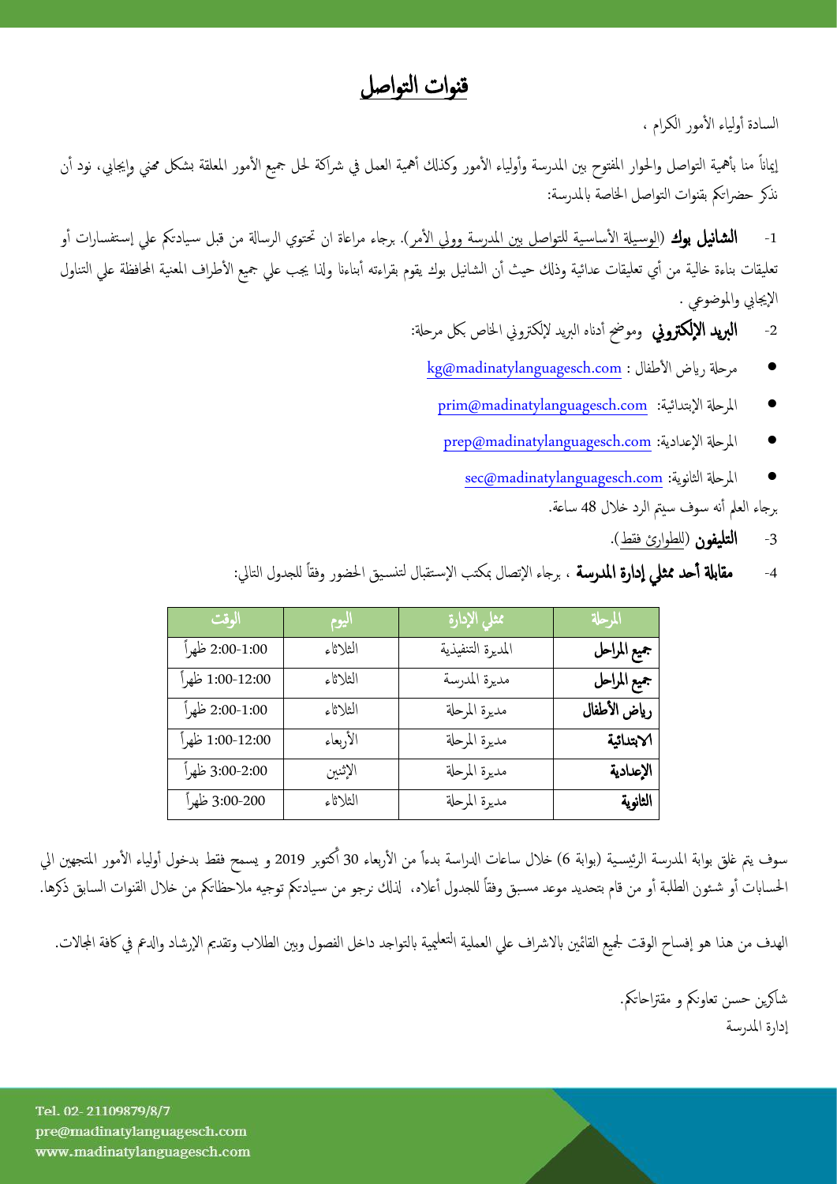# قنوات التواصل

السادة أولياء الأمور الكرام ،

إيماناً منا بأهمية التواصل والحوار المفتوح بين المدرسة وأولياء الأمور وكذلك أهمية العمل في شراكة لحل جميع الأمور المعلقة بشكل مهني وإيجابي، نود أن نذكر حضراتكم بقنوات التواصل الخاصة بالمدرسة:

1- **الشانيل بوك** (الوسيلة الأساسية للتواصل بين المدرسة وولي الأمر). برجاء مراعاة ان تحتوي الرسالة من قبل سيادتكم علي إستفسارات أو تعليقات بناءة خالية من أي تعليقات عدائية وذلك حيث أن الشانيل بوك يقوم بقراءته أبناءنا ولذا يجب علي جميع الأطراف المعنية المحافظة علي التناول الإيجابي والموضوعي .

2- **البريد الإلكتروني** وموضح أدناه البريد لإلكتروني الخاص بكل مرحلة:

- مرحلة رياض الأطفال : kg@madinatylanguagesch.com
- المرحلة الإبتدائية: prim@madinatylanguagesch.com
- المرحلة الإعدادية: prep@madinatylanguagesch.com
- المرحلة الثانوية: sec@madinatylanguagesch.com

برجاء العلم أنه سوف سيتم الرد خلال 48 ساعة.

3- **التليفون** (للطوارئ فقط).

4- **مقابلة أحد ممثلي إدارة المدرسة** ، برجاء الإتصال بمكتب الإستقبال لتنسيق الحضور وفقاً للجدول التالي:

| المرحلة | ممثلي الإدارة | اليوم | الوقت |
|---|---|---|---|
| **جميع المراحل** | المديرة التنفيذية | الثلاثاء | 1:00-2:00 ظهراً |
| **جميع المراحل** | مديرة المدرسة | الثلاثاء | 12:00-1:00 ظهراً |
| **رياض الأطفال** | مديرة المرحلة | الثلاثاء | 1:00-2:00 ظهراً |
| **الابتدائية** | مديرة المرحلة | الأربعاء | 12:00-1:00 ظهراً |
| **الإعدادية** | مديرة المرحلة | الإثنين | 2:00-3:00 ظهراً |
| **الثانوية** | مديرة المرحلة | الثلاثاء | 200-3:00 ظهراً |

سوف يتم غلق بوابة المدرسة الرئيسية (بوابة 6) خلال ساعات الدراسة بدءاً من الأربعاء 30 أكتوبر 2019 و يسمح فقط بدخول أولياء الأمور المتجهين الي الحسابات أو شئون الطلبة أو من قام بتحديد موعد مسبق وفقاً للجدول أعلاه، لذلك نرجو من سيادتكم توجيه ملاحظاتكم من خلال القنوات السابق ذكرها.

الهدف من هذا هو إفساح الوقت لجميع القائمين بالاشراف علي العملية التعليمية بالتواجد داخل الفصول وبين الطلاب وتقديم الإرشاد والدعم في كافة المجالات.

شاكرين حسن تعاونكم و مقترحاتكم.

إدارة المدرسة

Tel. 02- 21109879/8/7
pre@madinatylanguagesch.com
www.madinatylanguagesch.com